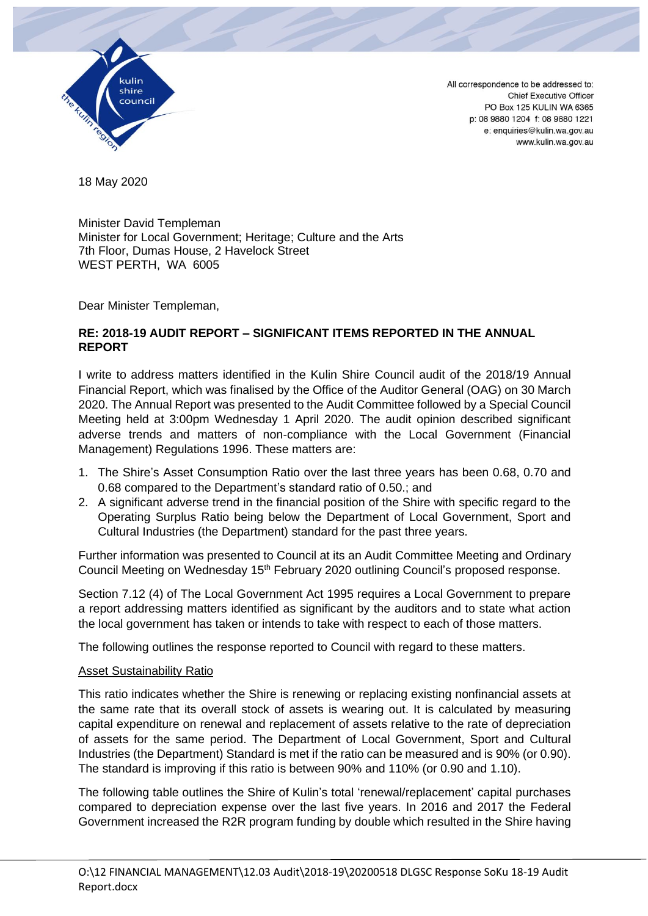All correspondence to be addressed to:
Chief Executive Officer
PO Box 125 KULIN WA 6365
p: 08 9880 1204 f: 08 9880 1221
e: enquiries@kulin.wa.gov.au
www.kulin.wa.gov.au

18 May 2020

Minister David Templeman
Minister for Local Government; Heritage; Culture and the Arts
7th Floor, Dumas House, 2 Havelock Street
WEST PERTH, WA 6005

Dear Minister Templeman,

**RE: 2018-19 AUDIT REPORT – SIGNIFICANT ITEMS REPORTED IN THE ANNUAL REPORT**

I write to address matters identified in the Kulin Shire Council audit of the 2018/19 Annual Financial Report, which was finalised by the Office of the Auditor General (OAG) on 30 March 2020. The Annual Report was presented to the Audit Committee followed by a Special Council Meeting held at 3:00pm Wednesday 1 April 2020. The audit opinion described significant adverse trends and matters of non-compliance with the Local Government (Financial Management) Regulations 1996. These matters are:

1. The Shire's Asset Consumption Ratio over the last three years has been 0.68, 0.70 and 0.68 compared to the Department's standard ratio of 0.50.; and
2. A significant adverse trend in the financial position of the Shire with specific regard to the Operating Surplus Ratio being below the Department of Local Government, Sport and Cultural Industries (the Department) standard for the past three years.

Further information was presented to Council at its an Audit Committee Meeting and Ordinary Council Meeting on Wednesday 15th February 2020 outlining Council's proposed response.

Section 7.12 (4) of The Local Government Act 1995 requires a Local Government to prepare a report addressing matters identified as significant by the auditors and to state what action the local government has taken or intends to take with respect to each of those matters.

The following outlines the response reported to Council with regard to these matters.

<u>Asset Sustainability Ratio</u>

This ratio indicates whether the Shire is renewing or replacing existing nonfinancial assets at the same rate that its overall stock of assets is wearing out. It is calculated by measuring capital expenditure on renewal and replacement of assets relative to the rate of depreciation of assets for the same period. The Department of Local Government, Sport and Cultural Industries (the Department) Standard is met if the ratio can be measured and is 90% (or 0.90). The standard is improving if this ratio is between 90% and 110% (or 0.90 and 1.10).

The following table outlines the Shire of Kulin's total 'renewal/replacement' capital purchases compared to depreciation expense over the last five years. In 2016 and 2017 the Federal Government increased the R2R program funding by double which resulted in the Shire having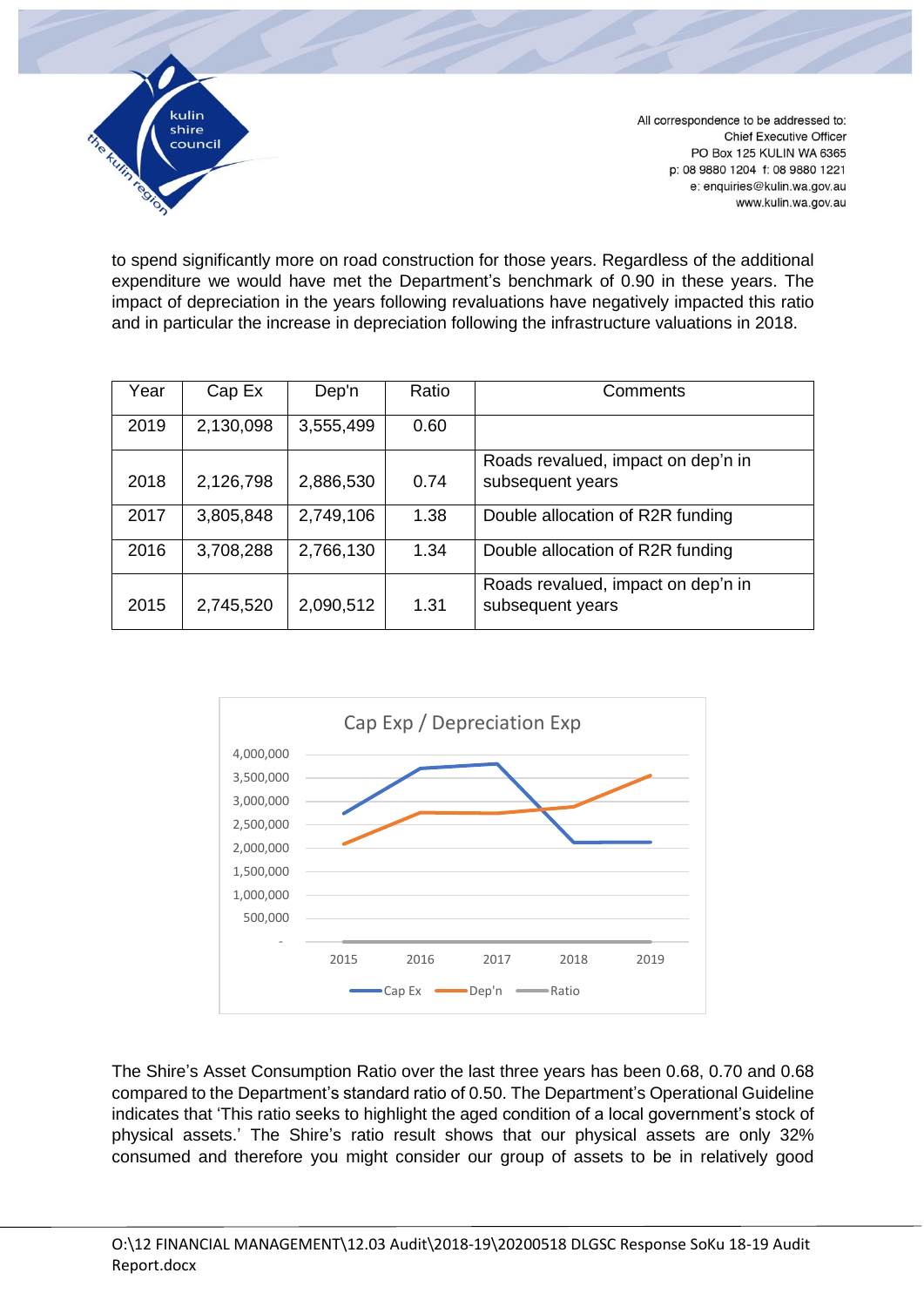to spend significantly more on road construction for those years. Regardless of the additional expenditure we would have met the Department's benchmark of 0.90 in these years. The impact of depreciation in the years following revaluations have negatively impacted this ratio and in particular the increase in depreciation following the infrastructure valuations in 2018.

| Year | Cap Ex | Dep'n | Ratio | Comments |
|---|---|---|---|---|
| 2019 | 2,130,098 | 3,555,499 | 0.60 | |
| 2018 | 2,126,798 | 2,886,530 | 0.74 | Roads revalued, impact on dep'n in subsequent years |
| 2017 | 3,805,848 | 2,749,106 | 1.38 | Double allocation of R2R funding |
| 2016 | 3,708,288 | 2,766,130 | 1.34 | Double allocation of R2R funding |
| 2015 | 2,745,520 | 2,090,512 | 1.31 | Roads revalued, impact on dep'n in subsequent years |

Cap Exp / Depreciation Exp

The Shire's Asset Consumption Ratio over the last three years has been 0.68, 0.70 and 0.68 compared to the Department's standard ratio of 0.50. The Department's Operational Guideline indicates that 'This ratio seeks to highlight the aged condition of a local government's stock of physical assets.' The Shire's ratio result shows that our physical assets are only 32% consumed and therefore you might consider our group of assets to be in relatively good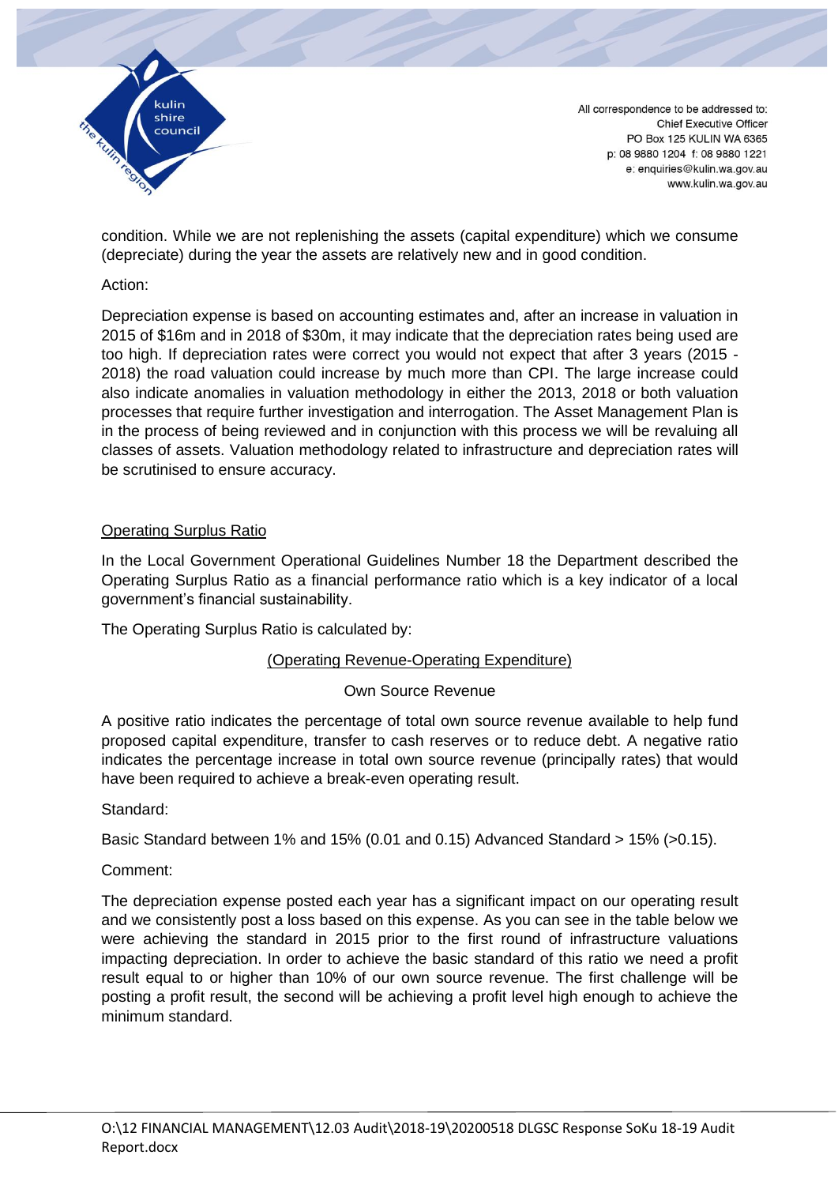condition. While we are not replenishing the assets (capital expenditure) which we consume (depreciate) during the year the assets are relatively new and in good condition.

Action:

Depreciation expense is based on accounting estimates and, after an increase in valuation in 2015 of $16m and in 2018 of $30m, it may indicate that the depreciation rates being used are too high. If depreciation rates were correct you would not expect that after 3 years (2015 - 2018) the road valuation could increase by much more than CPI. The large increase could also indicate anomalies in valuation methodology in either the 2013, 2018 or both valuation processes that require further investigation and interrogation. The Asset Management Plan is in the process of being reviewed and in conjunction with this process we will be revaluing all classes of assets. Valuation methodology related to infrastructure and depreciation rates will be scrutinised to ensure accuracy.

<u>Operating Surplus Ratio</u>

In the Local Government Operational Guidelines Number 18 the Department described the Operating Surplus Ratio as a financial performance ratio which is a key indicator of a local government's financial sustainability.

The Operating Surplus Ratio is calculated by:

$$\frac{\text{(Operating Revenue-Operating Expenditure)}}{\text{Own Source Revenue}}$$

A positive ratio indicates the percentage of total own source revenue available to help fund proposed capital expenditure, transfer to cash reserves or to reduce debt. A negative ratio indicates the percentage increase in total own source revenue (principally rates) that would have been required to achieve a break-even operating result.

Standard:

Basic Standard between 1% and 15% (0.01 and 0.15) Advanced Standard > 15% (>0.15).

Comment:

The depreciation expense posted each year has a significant impact on our operating result and we consistently post a loss based on this expense. As you can see in the table below we were achieving the standard in 2015 prior to the first round of infrastructure valuations impacting depreciation. In order to achieve the basic standard of this ratio we need a profit result equal to or higher than 10% of our own source revenue. The first challenge will be posting a profit result, the second will be achieving a profit level high enough to achieve the minimum standard.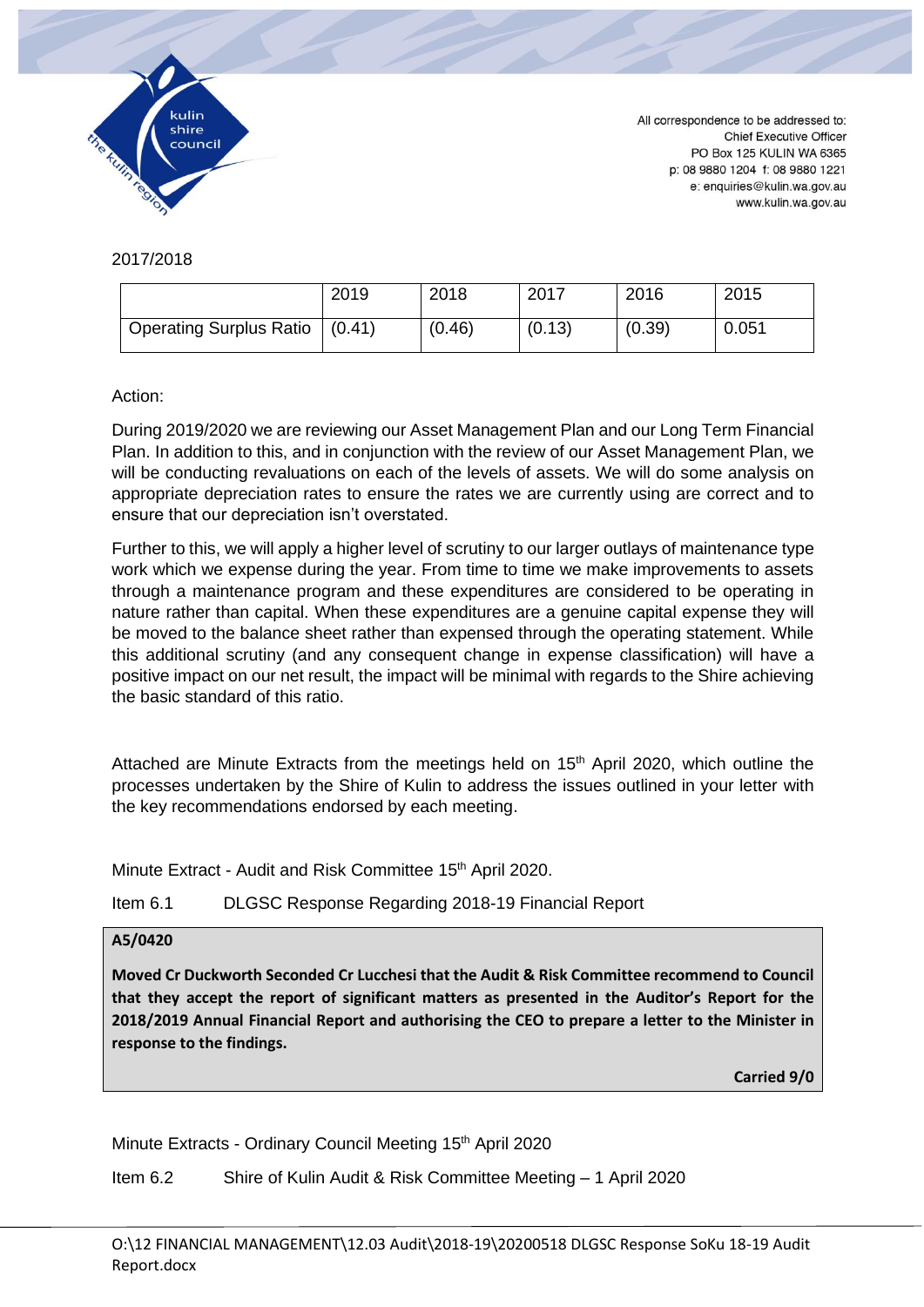2017/2018

| | 2019 | 2018 | 2017 | 2016 | 2015 |
|---|---|---|---|---|---|
| Operating Surplus Ratio | (0.41) | (0.46) | (0.13) | (0.39) | 0.051 |

Action:

During 2019/2020 we are reviewing our Asset Management Plan and our Long Term Financial Plan. In addition to this, and in conjunction with the review of our Asset Management Plan, we will be conducting revaluations on each of the levels of assets. We will do some analysis on appropriate depreciation rates to ensure the rates we are currently using are correct and to ensure that our depreciation isn't overstated.

Further to this, we will apply a higher level of scrutiny to our larger outlays of maintenance type work which we expense during the year. From time to time we make improvements to assets through a maintenance program and these expenditures are considered to be operating in nature rather than capital. When these expenditures are a genuine capital expense they will be moved to the balance sheet rather than expensed through the operating statement. While this additional scrutiny (and any consequent change in expense classification) will have a positive impact on our net result, the impact will be minimal with regards to the Shire achieving the basic standard of this ratio.

Attached are Minute Extracts from the meetings held on 15th April 2020, which outline the processes undertaken by the Shire of Kulin to address the issues outlined in your letter with the key recommendations endorsed by each meeting.

Minute Extract - Audit and Risk Committee 15th April 2020.

Item 6.1 DLGSC Response Regarding 2018-19 Financial Report

**A5/0420**

**Moved Cr Duckworth Seconded Cr Lucchesi that the Audit & Risk Committee recommend to Council that they accept the report of significant matters as presented in the Auditor's Report for the 2018/2019 Annual Financial Report and authorising the CEO to prepare a letter to the Minister in response to the findings.**

**Carried 9/0**

Minute Extracts - Ordinary Council Meeting 15th April 2020

Item 6.2 Shire of Kulin Audit & Risk Committee Meeting – 1 April 2020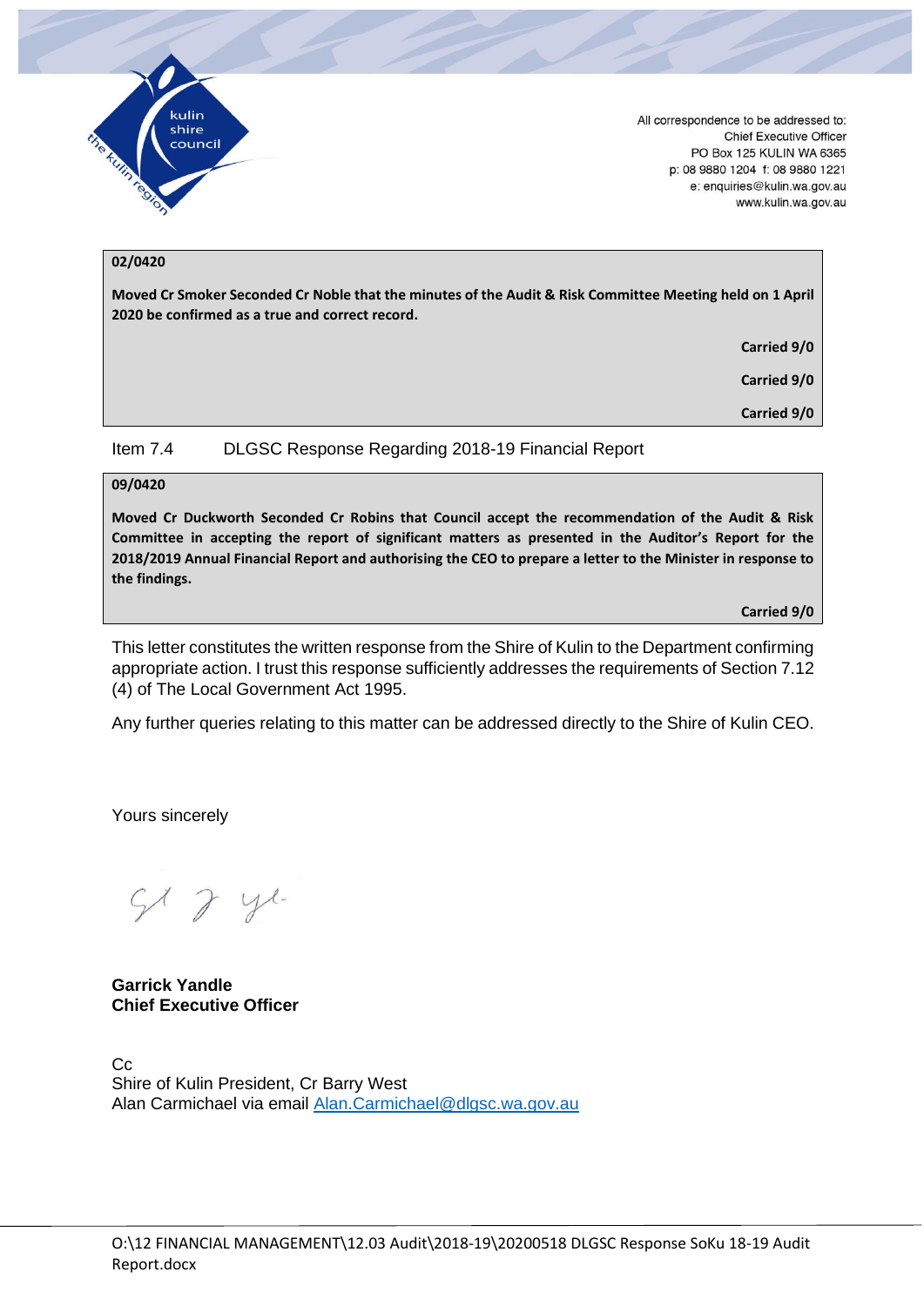All correspondence to be addressed to:
Chief Executive Officer
PO Box 125 KULIN WA 6365
p: 08 9880 1204 f: 08 9880 1221
e: enquiries@kulin.wa.gov.au
www.kulin.wa.gov.au

| |
|---|
| **02/0420** |
| **Moved Cr Smoker Seconded Cr Noble that the minutes of the Audit & Risk Committee Meeting held on 1 April 2020 be confirmed as a true and correct record.** |
| **Carried 9/0** |
| **Carried 9/0** |
| **Carried 9/0** |

Item 7.4 DLGSC Response Regarding 2018-19 Financial Report

| |
|---|
| **09/0420** |
| **Moved Cr Duckworth Seconded Cr Robins that Council accept the recommendation of the Audit & Risk Committee in accepting the report of significant matters as presented in the Auditor's Report for the 2018/2019 Annual Financial Report and authorising the CEO to prepare a letter to the Minister in response to the findings.** |
| **Carried 9/0** |

This letter constitutes the written response from the Shire of Kulin to the Department confirming appropriate action. I trust this response sufficiently addresses the requirements of Section 7.12 (4) of The Local Government Act 1995.

Any further queries relating to this matter can be addressed directly to the Shire of Kulin CEO.

Yours sincerely

**Garrick Yandle**
**Chief Executive Officer**

Cc
Shire of Kulin President, Cr Barry West
Alan Carmichael via email Alan.Carmichael@dlgsc.wa.gov.au

O:\12 FINANCIAL MANAGEMENT\12.03 Audit\2018-19\20200518 DLGSC Response SoKu 18-19 Audit Report.docx